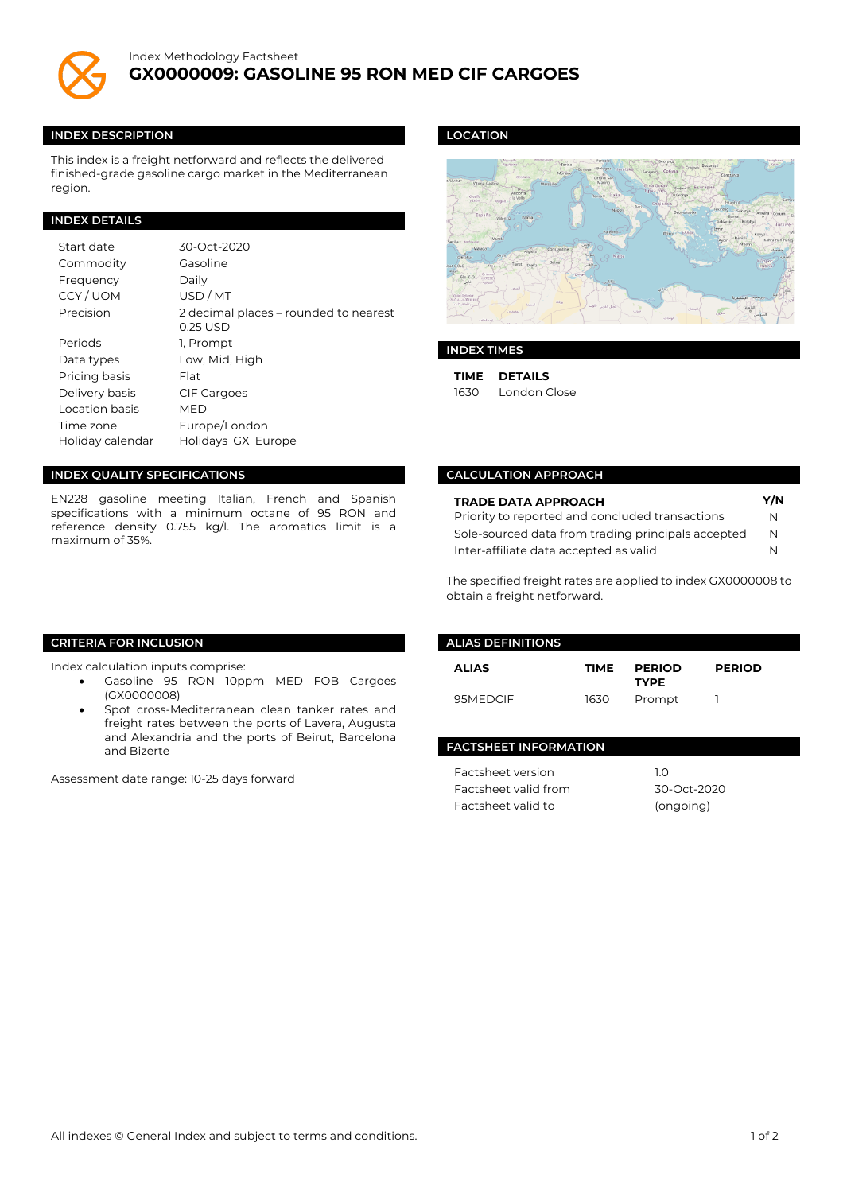Index Methodology Factsheet

# GX0000009: GASOLINE 95 RON MED CIF CARGOES

## INDEX DESCRIPTION

This index is a freight netforward and reflects the delivered finished-grade gasoline cargo market in the Mediterranean region.

## INDEX DETAILS

| | |
|---|---|
| Start date | 30-Oct-2020 |
| Commodity | Gasoline |
| Frequency | Daily |
| CCY / UOM | USD / MT |
| Precision | 2 decimal places – rounded to nearest 0.25 USD |
| Periods | 1, Prompt |
| Data types | Low, Mid, High |
| Pricing basis | Flat |
| Delivery basis | CIF Cargoes |
| Location basis | MED |
| Time zone | Europe/London |
| Holiday calendar | Holidays_GX_Europe |

## INDEX QUALITY SPECIFICATIONS

EN228 gasoline meeting Italian, French and Spanish specifications with a minimum octane of 95 RON and reference density 0.755 kg/l. The aromatics limit is a maximum of 35%.

## CRITERIA FOR INCLUSION

Index calculation inputs comprise:

- Gasoline 95 RON 10ppm MED FOB Cargoes (GX0000008)
- Spot cross-Mediterranean clean tanker rates and freight rates between the ports of Lavera, Augusta and Alexandria and the ports of Beirut, Barcelona and Bizerte

Assessment date range: 10-25 days forward

## LOCATION

## INDEX TIMES

| TIME | DETAILS |
|---|---|
| 1630 | London Close |

## CALCULATION APPROACH

| TRADE DATA APPROACH | Y/N |
|---|---|
| Priority to reported and concluded transactions | N |
| Sole-sourced data from trading principals accepted | N |
| Inter-affiliate data accepted as valid | N |

The specified freight rates are applied to index GX0000008 to obtain a freight netforward.

## ALIAS DEFINITIONS

| ALIAS | TIME | PERIOD TYPE | PERIOD |
|---|---|---|---|
| 95MEDCIF | 1630 | Prompt | 1 |

## FACTSHEET INFORMATION

| | |
|---|---|
| Factsheet version | 1.0 |
| Factsheet valid from | 30-Oct-2020 |
| Factsheet valid to | (ongoing) |

All indexes © General Index and subject to terms and conditions.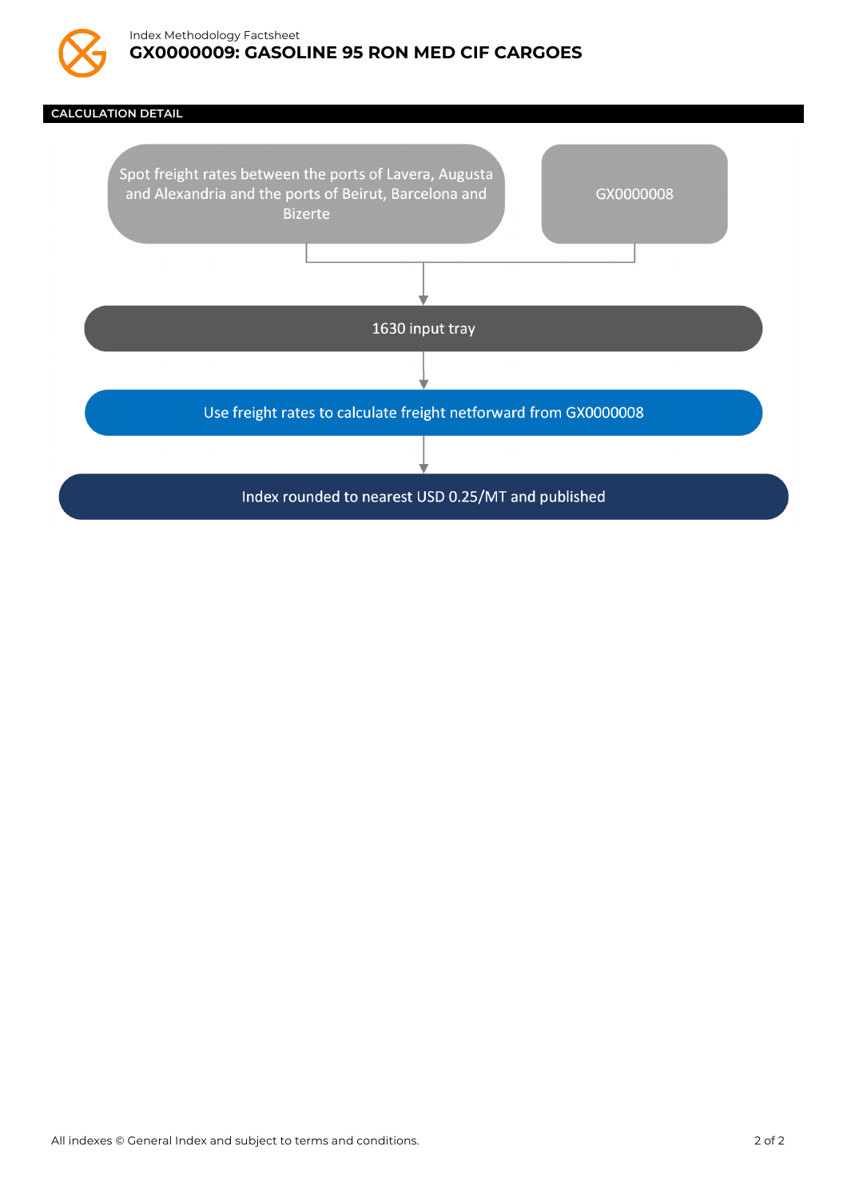## CALCULATION DETAIL

Spot freight rates between the ports of Lavera, Augusta and Alexandria and the ports of Beirut, Barcelona and Bizerte

GX0000008

1630 input tray

Use freight rates to calculate freight netforward from GX0000008

Index rounded to nearest USD 0.25/MT and published

All indexes © General Index and subject to terms and conditions.